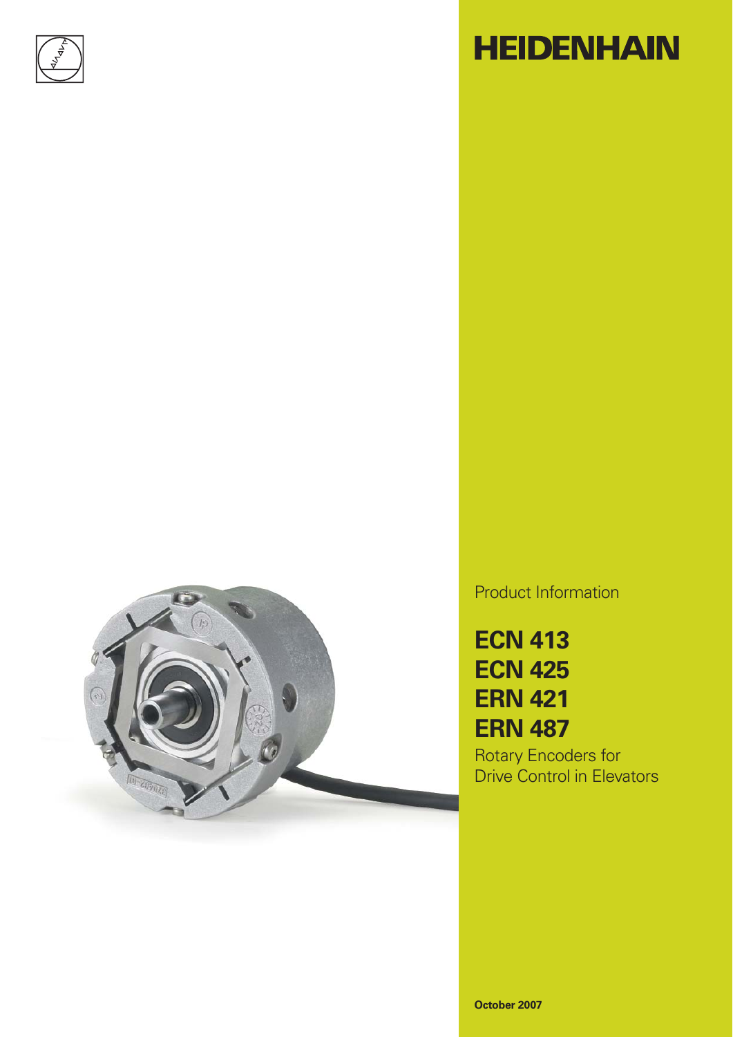# HEIDENHAIN

Product Information

## ECN 413
## ECN 425
## ERN 421
## ERN 487

Rotary Encoders for Drive Control in Elevators

**October 2007**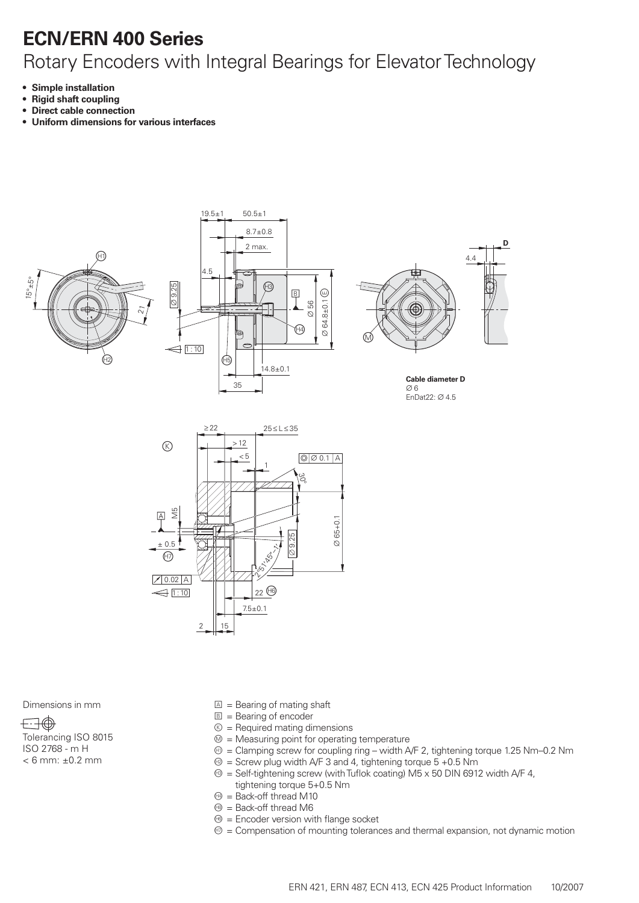# ECN/ERN 400 Series

## Rotary Encoders with Integral Bearings for Elevator Technology

- **Simple installation**
- **Rigid shaft coupling**
- **Direct cable connection**
- **Uniform dimensions for various interfaces**

**Cable diameter D**
Ø 6
EnDat22: Ø 4.5

Dimensions in mm

Tolerancing ISO 8015
ISO 2768 - m H
< 6 mm: ±0.2 mm

A = Bearing of mating shaft
B = Bearing of encoder
K = Required mating dimensions
M = Measuring point for operating temperature
H1 = Clamping screw for coupling ring – width A/F 2, tightening torque 1.25 Nm–0.2 Nm
H2 = Screw plug width A/F 3 and 4, tightening torque 5 +0.5 Nm
H3 = Self-tightening screw (with Tuflok coating) M5 x 50 DIN 6912 width A/F 4, tightening torque 5+0.5 Nm
H4 = Back-off thread M10
H5 = Back-off thread M6
H6 = Encoder version with flange socket
H7 = Compensation of mounting tolerances and thermal expansion, not dynamic motion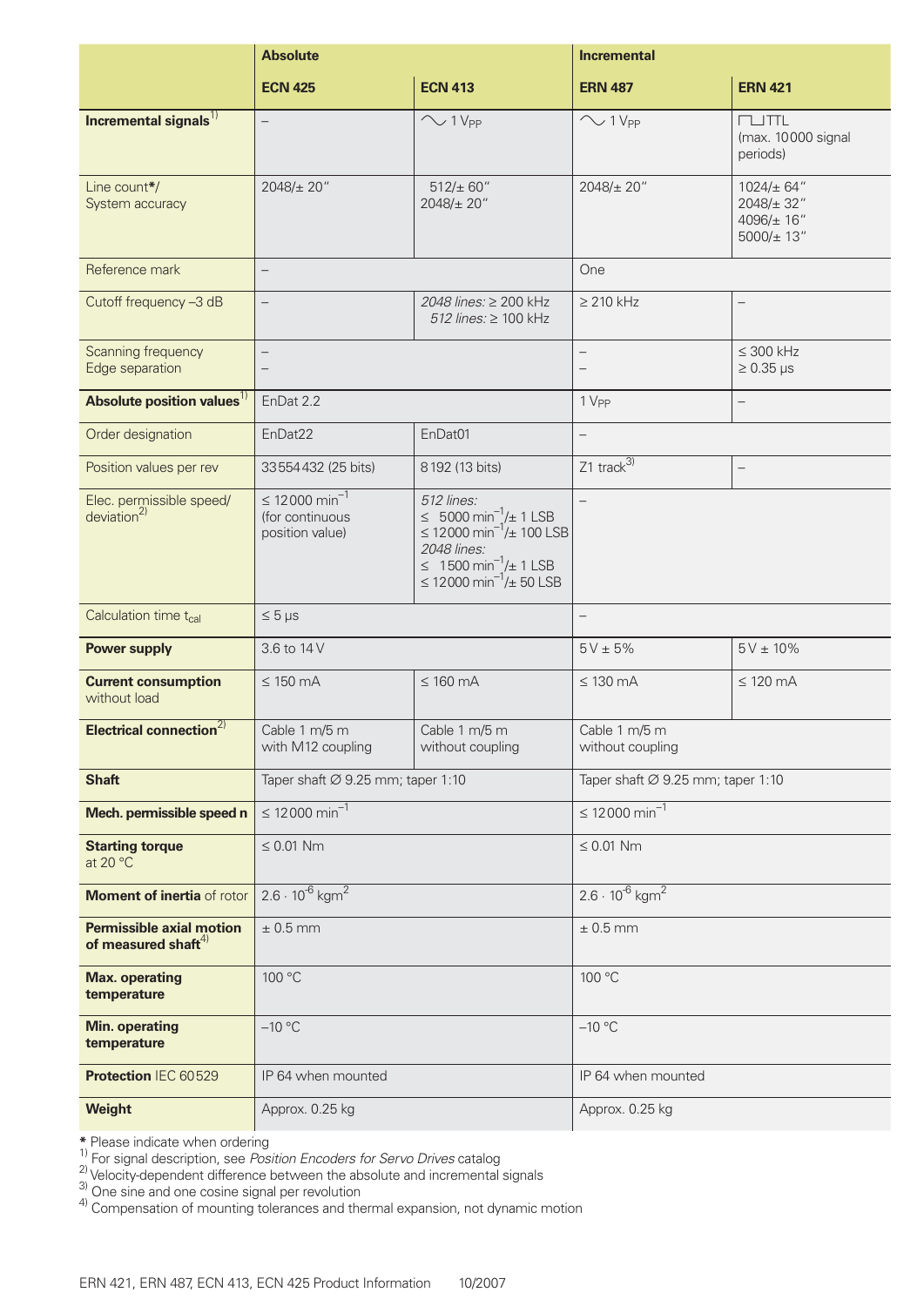| | Absolute | | Incremental | |
|---|---|---|---|---|
| | **ECN 425** | **ECN 413** | **ERN 487** | **ERN 421** |
| **Incremental signals**[1] | – | ∿ 1 $V_{PP}$ | ∿ 1 $V_{PP}$ | ⊓⊔TTL (max. 10000 signal periods) |
| Line count*/ System accuracy | 2048/± 20" | 512/± 60"<br>2048/± 20" | 2048/± 20" | 1024/± 64"<br>2048/± 32"<br>4096/± 16"<br>5000/± 13" |
| Reference mark | – | | One | |
| Cutoff frequency –3 dB | – | *2048 lines:* ≥ 200 kHz<br>*512 lines:* ≥ 100 kHz | ≥ 210 kHz | – |
| Scanning frequency<br>Edge separation | –<br>– | | –<br>– | ≤ 300 kHz<br>≥ 0.35 µs |
| **Absolute position values**[1] | EnDat 2.2 | | 1 $V_{PP}$ | – |
| Order designation | EnDat22 | EnDat01 | – | |
| Position values per rev | 33554432 (25 bits) | 8192 (13 bits) | Z1 track[3] | – |
| Elec. permissible speed/ deviation[2] | ≤ 12000 $min^{-1}$ (for continuous position value) | *512 lines:*<br>≤ 5000 $min^{-1}$/± 1 LSB<br>≤ 12000 $min^{-1}$/± 100 LSB<br>*2048 lines:*<br>≤ 1500 $min^{-1}$/± 1 LSB<br>≤ 12000 $min^{-1}$/± 50 LSB | – | |
| Calculation time $t_{cal}$ | ≤ 5 µs | | – | |
| **Power supply** | 3.6 to 14 V | | 5 V ± 5% | 5 V ± 10% |
| **Current consumption** without load | ≤ 150 mA | ≤ 160 mA | ≤ 130 mA | ≤ 120 mA |
| **Electrical connection**[2] | Cable 1 m/5 m with M12 coupling | Cable 1 m/5 m without coupling | Cable 1 m/5 m without coupling | |
| **Shaft** | Taper shaft Ø 9.25 mm; taper 1:10 | | Taper shaft Ø 9.25 mm; taper 1:10 | |
| **Mech. permissible speed n** | ≤ 12000 $min^{-1}$ | | ≤ 12000 $min^{-1}$ | |
| **Starting torque** at 20 °C | ≤ 0.01 Nm | | ≤ 0.01 Nm | |
| **Moment of inertia** of rotor | $2.6 \cdot 10^{-6}$ $kgm^2$ | | $2.6 \cdot 10^{-6}$ $kgm^2$ | |
| **Permissible axial motion of measured shaft**[4] | ± 0.5 mm | | ± 0.5 mm | |
| **Max. operating temperature** | 100 °C | | 100 °C | |
| **Min. operating temperature** | –10 °C | | –10 °C | |
| **Protection** IEC 60529 | IP 64 when mounted | | IP 64 when mounted | |
| **Weight** | Approx. 0.25 kg | | Approx. 0.25 kg | |

**\*** Please indicate when ordering
[1] For signal description, see *Position Encoders for Servo Drives* catalog
[2] Velocity-dependent difference between the absolute and incremental signals
[3] One sine and one cosine signal per revolution
[4] Compensation of mounting tolerances and thermal expansion, not dynamic motion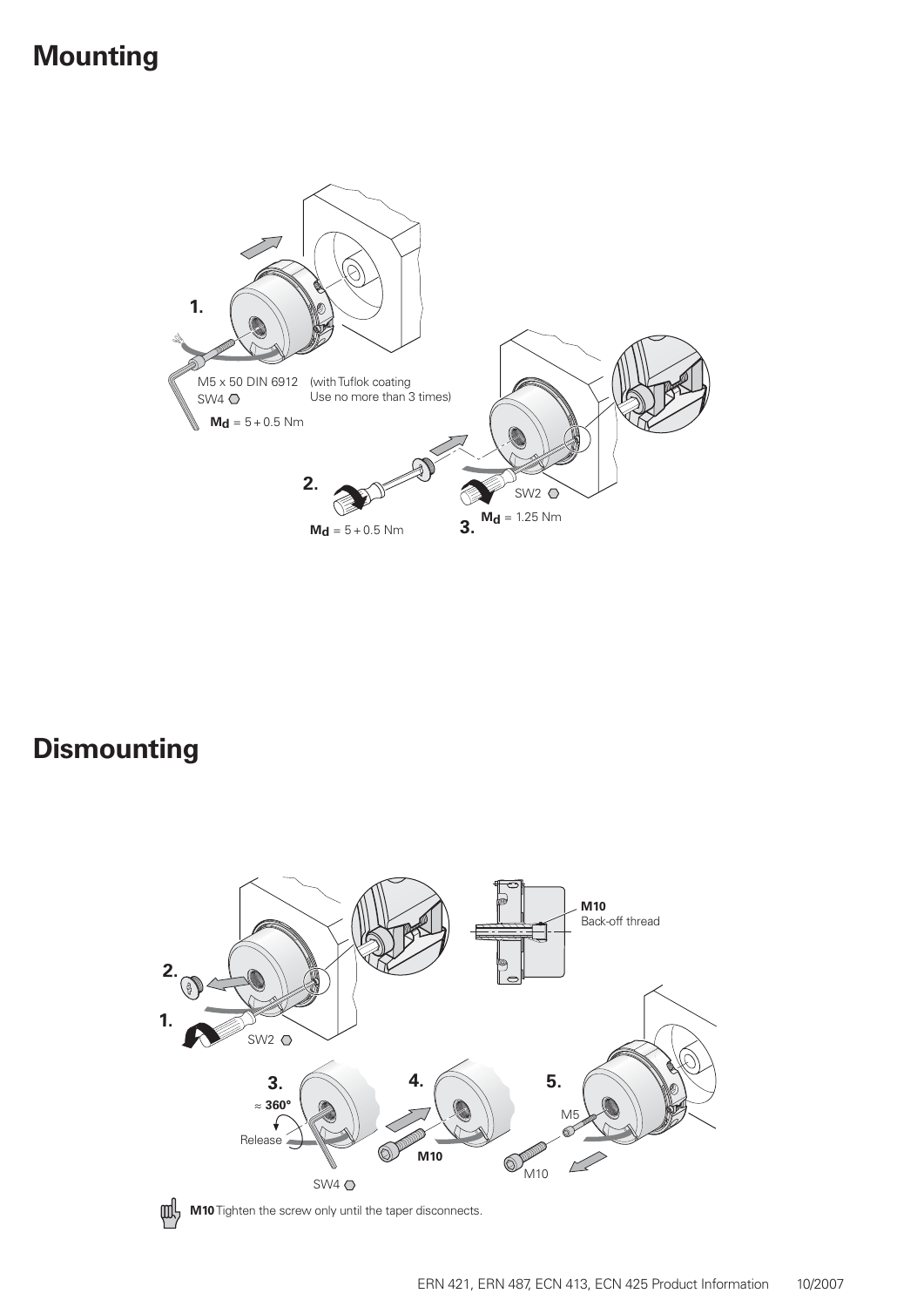# Mounting

1.

M5 x 50 DIN 6912 SW4 (with Tuflok coating Use no more than 3 times)

$M_d$ = 5 + 0.5 Nm

2.

$M_d$ = 5 + 0.5 Nm

3.

SW2

$M_d$ = 1.25 Nm

# Dismounting

**M10** Back-off thread

2.

1.

SW2

3.

≈ **360°**

Release

SW4

4.

**M10**

5.

M5

M10

**M10** Tighten the screw only until the taper disconnects.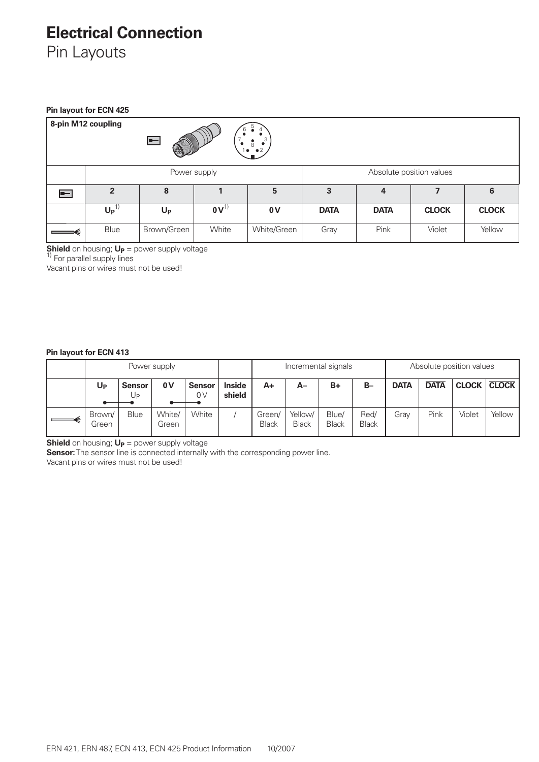# Electrical Connection

Pin Layouts

**Pin layout for ECN 425**

| 8-pin M12 coupling | | | | | | | | |
|---|---|---|---|---|---|---|---|---|
| | Power supply | | | | Absolute position values | | | |
| | **2** | **8** | **1** | **5** | **3** | **4** | **7** | **6** |
| | **$U_P$**[1)] | **$U_P$** | **0 V**[1)] | **0 V** | **DATA** | **$\overline{\text{DATA}}$** | **CLOCK** | **$\overline{\text{CLOCK}}$** |
| | Blue | Brown/Green | White | White/Green | Gray | Pink | Violet | Yellow |

**Shield** on housing; **$U_P$** = power supply voltage
1) For parallel supply lines
Vacant pins or wires must not be used!

**Pin layout for ECN 413**

| | Power supply | | | | | Incremental signals | | | | Absolute position values | | | |
|---|---|---|---|---|---|---|---|---|---|---|---|---|---|
| | **$U_P$** | **Sensor** $U_P$ | **0 V** | **Sensor** 0 V | **Inside shield** | **A+** | **A–** | **B+** | **B–** | **DATA** | **$\overline{\text{DATA}}$** | **CLOCK** | **$\overline{\text{CLOCK}}$** |
| | Brown/ Green | Blue | White/ Green | White | / | Green/ Black | Yellow/ Black | Blue/ Black | Red/ Black | Gray | Pink | Violet | Yellow |

**Shield** on housing; **$U_P$** = power supply voltage
**Sensor:** The sensor line is connected internally with the corresponding power line.
Vacant pins or wires must not be used!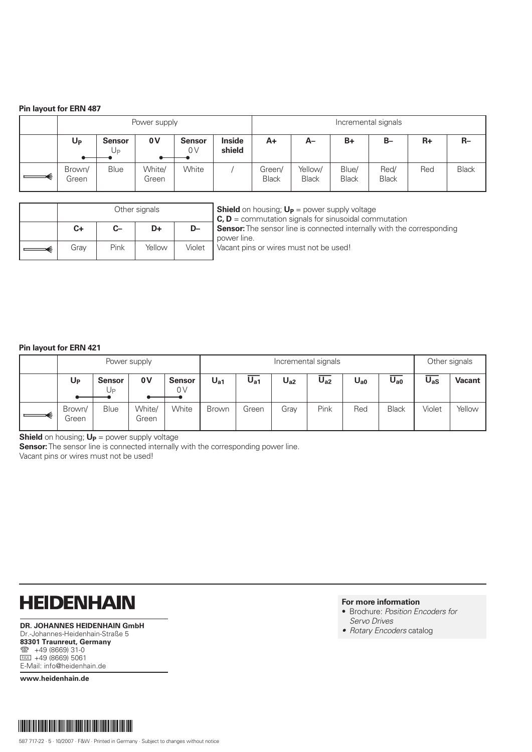**Pin layout for ERN 487**

| | Power supply | | | | | Incremental signals | | | | | |
|---|---|---|---|---|---|---|---|---|---|---|---|
| | $U_P$ | **Sensor** $U_P$ | **0 V** | **Sensor** 0 V | **Inside shield** | **A+** | **A–** | **B+** | **B–** | **R+** | **R–** |
| | Brown/ Green | Blue | White/ Green | White | / | Green/ Black | Yellow/ Black | Blue/ Black | Red/ Black | Red | Black |

| | Other signals | | | |
|---|---|---|---|---|
| | **C+** | **C–** | **D+** | **D–** |
| | Gray | Pink | Yellow | Violet |

**Shield** on housing; $\mathbf{U_P}$ = power supply voltage
**C, D** = commutation signals for sinusoidal commutation
**Sensor:** The sensor line is connected internally with the corresponding power line.
Vacant pins or wires must not be used!

**Pin layout for ERN 421**

| | Power supply | | | | Incremental signals | | | | | | Other signals | |
|---|---|---|---|---|---|---|---|---|---|---|---|---|
| | $U_P$ | **Sensor** $U_P$ | **0 V** | **Sensor** 0 V | $U_{a1}$ | $\overline{U_{a1}}$ | $U_{a2}$ | $\overline{U_{a2}}$ | $U_{a0}$ | $\overline{U_{a0}}$ | $\overline{U_{aS}}$ | **Vacant** |
| | Brown/ Green | Blue | White/ Green | White | Brown | Green | Gray | Pink | Red | Black | Violet | Yellow |

**Shield** on housing; $\mathbf{U_P}$ = power supply voltage
**Sensor:** The sensor line is connected internally with the corresponding power line.
Vacant pins or wires must not be used!

**HEIDENHAIN**

**DR. JOHANNES HEIDENHAIN GmbH**
Dr.-Johannes-Heidenhain-Straße 5
**83301 Traunreut, Germany**
☎ +49 (8669) 31-0
FAX +49 (8669) 5061
E-Mail: info@heidenhain.de

**www.heidenhain.de**

**For more information**
- Brochure: *Position Encoders for Servo Drives*
- *Rotary Encoders* catalog

587 717-22 · 5 · 10/2007 · F&W · Printed in Germany · Subject to changes without notice